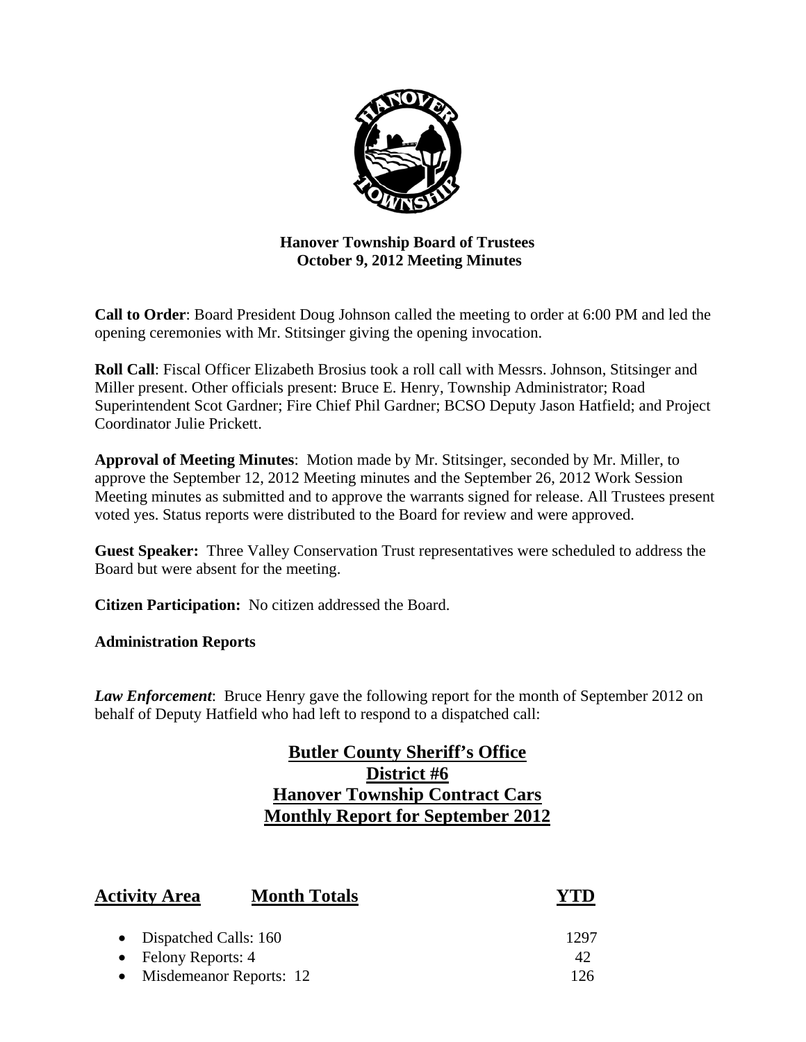**Hanover Township Board of Trustees**
**October 9, 2012 Meeting Minutes**

**Call to Order**: Board President Doug Johnson called the meeting to order at 6:00 PM and led the opening ceremonies with Mr. Stitsinger giving the opening invocation.

**Roll Call**: Fiscal Officer Elizabeth Brosius took a roll call with Messrs. Johnson, Stitsinger and Miller present. Other officials present: Bruce E. Henry, Township Administrator; Road Superintendent Scot Gardner; Fire Chief Phil Gardner; BCSO Deputy Jason Hatfield; and Project Coordinator Julie Prickett.

**Approval of Meeting Minutes**: Motion made by Mr. Stitsinger, seconded by Mr. Miller, to approve the September 12, 2012 Meeting minutes and the September 26, 2012 Work Session Meeting minutes as submitted and to approve the warrants signed for release. All Trustees present voted yes. Status reports were distributed to the Board for review and were approved.

**Guest Speaker:** Three Valley Conservation Trust representatives were scheduled to address the Board but were absent for the meeting.

**Citizen Participation:** No citizen addressed the Board.

**Administration Reports**

***Law Enforcement***: Bruce Henry gave the following report for the month of September 2012 on behalf of Deputy Hatfield who had left to respond to a dispatched call:

**Butler County Sheriff's Office**
**District #6**
**Hanover Township Contract Cars**
**Monthly Report for September 2012**

| Activity Area | Month Totals | YTD |
|---|---|---|
| • Dispatched Calls: 160 | | 1297 |
| • Felony Reports: 4 | | 42 |
| • Misdemeanor Reports: 12 | | 126 |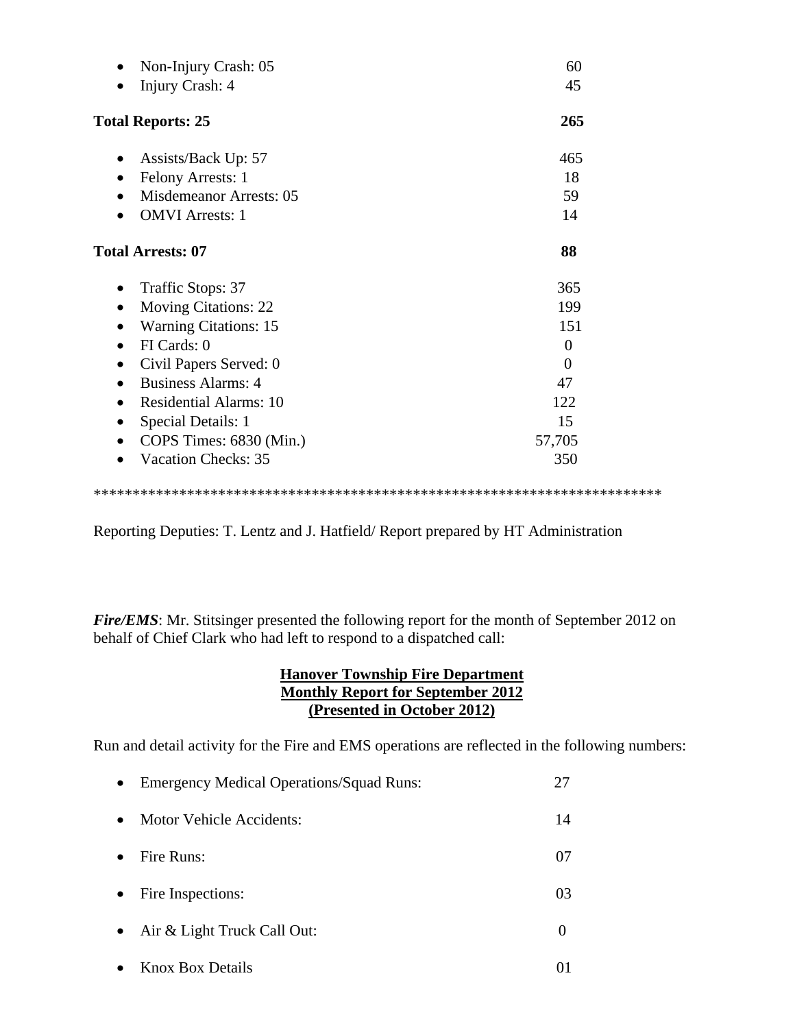- Non-Injury Crash: 05 60
- Injury Crash: 4 45

**Total Reports: 25 265**

- Assists/Back Up: 57 465
- Felony Arrests: 1 18
- Misdemeanor Arrests: 05 59
- OMVI Arrests: 1 14

**Total Arrests: 07 88**

- Traffic Stops: 37 365
- Moving Citations: 22 199
- Warning Citations: 15 151
- FI Cards: 0 0
- Civil Papers Served: 0 0
- Business Alarms: 4 47
- Residential Alarms: 10 122
- Special Details: 1 15
- COPS Times: 6830 (Min.) 57,705
- Vacation Checks: 35 350

***************************************************************************

Reporting Deputies: T. Lentz and J. Hatfield/ Report prepared by HT Administration

***Fire/EMS***: Mr. Stitsinger presented the following report for the month of September 2012 on behalf of Chief Clark who had left to respond to a dispatched call:

**Hanover Township Fire Department**
**Monthly Report for September 2012**
**(Presented in October 2012)**

Run and detail activity for the Fire and EMS operations are reflected in the following numbers:

- Emergency Medical Operations/Squad Runs: 27
- Motor Vehicle Accidents: 14
- Fire Runs: 07
- Fire Inspections: 03
- Air & Light Truck Call Out: 0
- Knox Box Details 01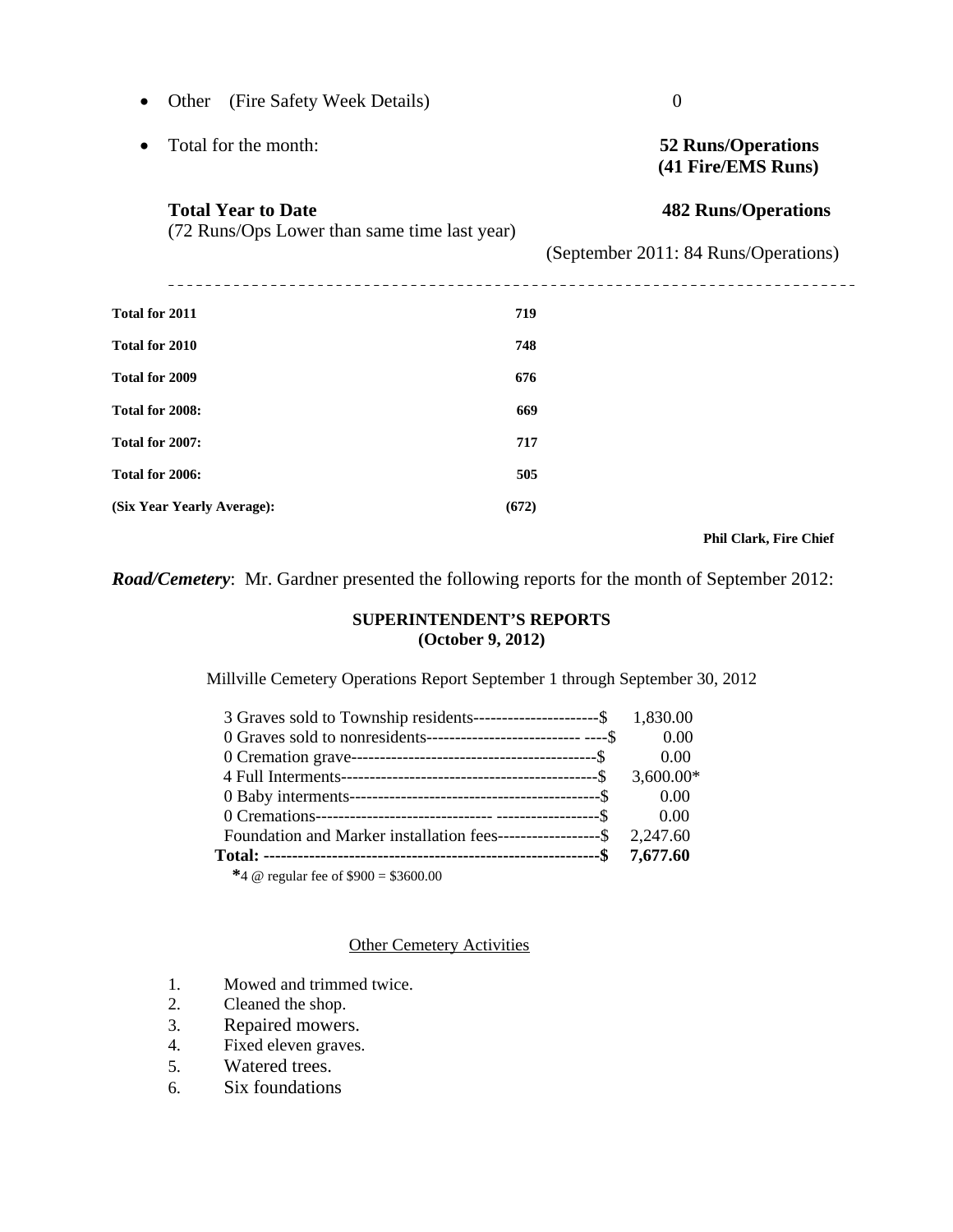- Other (Fire Safety Week Details) 0

- Total for the month: **52 Runs/Operations (41 Fire/EMS Runs)**

**Total Year to Date** **482 Runs/Operations**
(72 Runs/Ops Lower than same time last year)

(September 2011: 84 Runs/Operations)

---

| | |
|---|---|
| **Total for 2011** | **719** |
| **Total for 2010** | **748** |
| **Total for 2009** | **676** |
| **Total for 2008:** | **669** |
| **Total for 2007:** | **717** |
| **Total for 2006:** | **505** |
| **(Six Year Yearly Average):** | **(672)** |

**Phil Clark, Fire Chief**

***Road/Cemetery***: Mr. Gardner presented the following reports for the month of September 2012:

**SUPERINTENDENT'S REPORTS**
**(October 9, 2012)**

Millville Cemetery Operations Report September 1 through September 30, 2012

| | |
|---|---|
| 3 Graves sold to Township residents----------------------$ | 1,830.00 |
| 0 Graves sold to nonresidents--------------------------- ----$ | 0.00 |
| 0 Cremation grave-------------------------------------------$ | 0.00 |
| 4 Full Interments--------------------------------------------$ | 3,600.00* |
| 0 Baby interments-------------------------------------------$ | 0.00 |
| 0 Cremations------------------------------ ------------------$ | 0.00 |
| Foundation and Marker installation fees------------------$ | 2,247.60 |
| **Total: -----------------------------------------------------------$** | **7,677.60** |

*4 @ regular fee of $900 = $3600.00

Other Cemetery Activities

1. Mowed and trimmed twice.
2. Cleaned the shop.
3. Repaired mowers.
4. Fixed eleven graves.
5. Watered trees.
6. Six foundations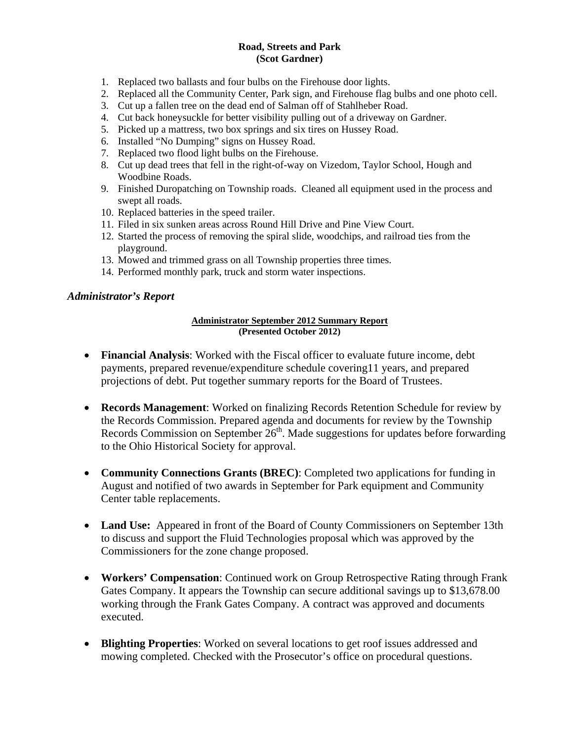**Road, Streets and Park**
**(Scot Gardner)**

1. Replaced two ballasts and four bulbs on the Firehouse door lights.
2. Replaced all the Community Center, Park sign, and Firehouse flag bulbs and one photo cell.
3. Cut up a fallen tree on the dead end of Salman off of Stahlheber Road.
4. Cut back honeysuckle for better visibility pulling out of a driveway on Gardner.
5. Picked up a mattress, two box springs and six tires on Hussey Road.
6. Installed "No Dumping" signs on Hussey Road.
7. Replaced two flood light bulbs on the Firehouse.
8. Cut up dead trees that fell in the right-of-way on Vizedom, Taylor School, Hough and Woodbine Roads.
9. Finished Duropatching on Township roads. Cleaned all equipment used in the process and swept all roads.
10. Replaced batteries in the speed trailer.
11. Filed in six sunken areas across Round Hill Drive and Pine View Court.
12. Started the process of removing the spiral slide, woodchips, and railroad ties from the playground.
13. Mowed and trimmed grass on all Township properties three times.
14. Performed monthly park, truck and storm water inspections.

### *Administrator's Report*

**Administrator September 2012 Summary Report**
**(Presented October 2012)**

- **Financial Analysis**: Worked with the Fiscal officer to evaluate future income, debt payments, prepared revenue/expenditure schedule covering11 years, and prepared projections of debt. Put together summary reports for the Board of Trustees.

- **Records Management**: Worked on finalizing Records Retention Schedule for review by the Records Commission. Prepared agenda and documents for review by the Township Records Commission on September 26th. Made suggestions for updates before forwarding to the Ohio Historical Society for approval.

- **Community Connections Grants (BREC)**: Completed two applications for funding in August and notified of two awards in September for Park equipment and Community Center table replacements.

- **Land Use:** Appeared in front of the Board of County Commissioners on September 13th to discuss and support the Fluid Technologies proposal which was approved by the Commissioners for the zone change proposed.

- **Workers' Compensation**: Continued work on Group Retrospective Rating through Frank Gates Company. It appears the Township can secure additional savings up to $13,678.00 working through the Frank Gates Company. A contract was approved and documents executed.

- **Blighting Properties**: Worked on several locations to get roof issues addressed and mowing completed. Checked with the Prosecutor's office on procedural questions.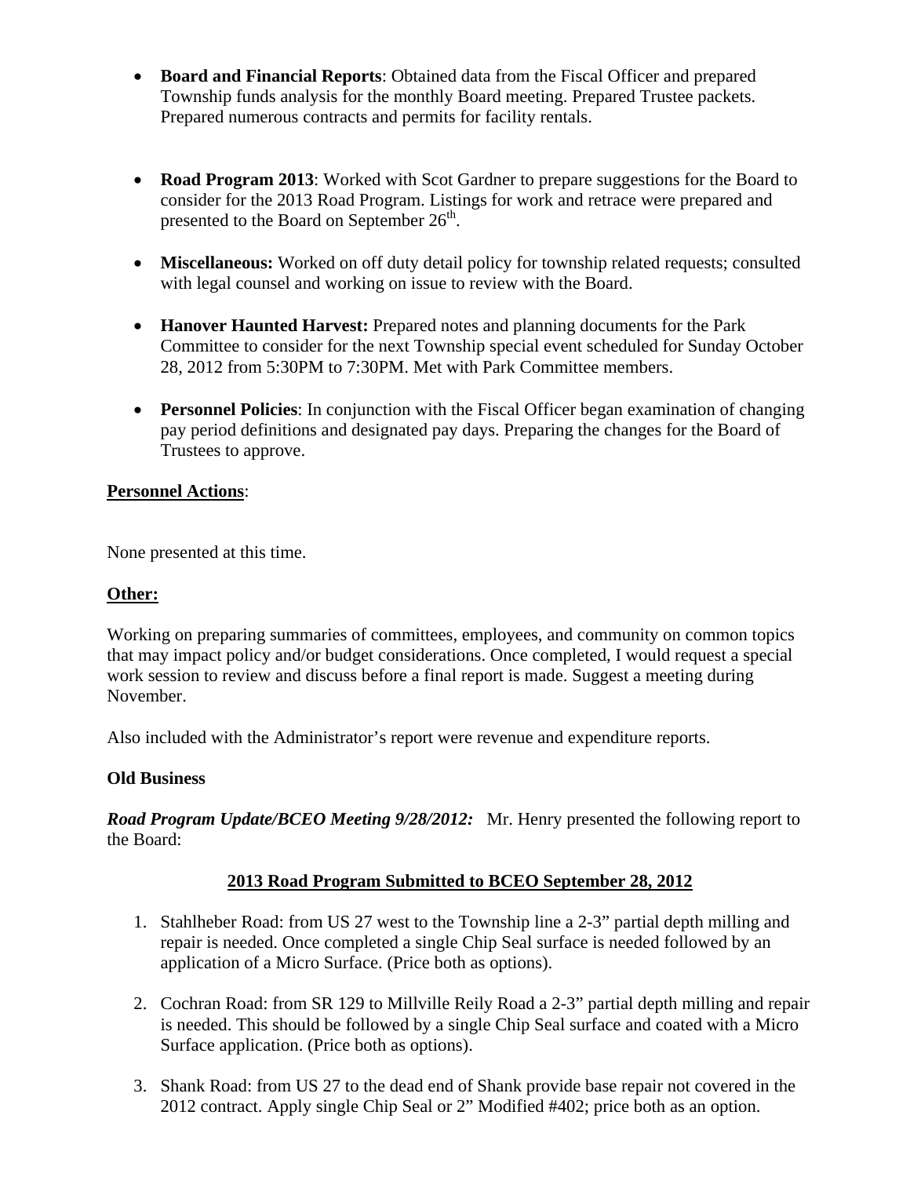- **Board and Financial Reports**: Obtained data from the Fiscal Officer and prepared Township funds analysis for the monthly Board meeting. Prepared Trustee packets. Prepared numerous contracts and permits for facility rentals.

- **Road Program 2013**: Worked with Scot Gardner to prepare suggestions for the Board to consider for the 2013 Road Program. Listings for work and retrace were prepared and presented to the Board on September 26th.

- **Miscellaneous:** Worked on off duty detail policy for township related requests; consulted with legal counsel and working on issue to review with the Board.

- **Hanover Haunted Harvest:** Prepared notes and planning documents for the Park Committee to consider for the next Township special event scheduled for Sunday October 28, 2012 from 5:30PM to 7:30PM. Met with Park Committee members.

- **Personnel Policies**: In conjunction with the Fiscal Officer began examination of changing pay period definitions and designated pay days. Preparing the changes for the Board of Trustees to approve.

**Personnel Actions**:

None presented at this time.

**Other:**

Working on preparing summaries of committees, employees, and community on common topics that may impact policy and/or budget considerations. Once completed, I would request a special work session to review and discuss before a final report is made. Suggest a meeting during November.

Also included with the Administrator's report were revenue and expenditure reports.

**Old Business**

***Road Program Update/BCEO Meeting 9/28/2012:*** Mr. Henry presented the following report to the Board:

**2013 Road Program Submitted to BCEO September 28, 2012**

1. Stahlheber Road: from US 27 west to the Township line a 2-3" partial depth milling and repair is needed. Once completed a single Chip Seal surface is needed followed by an application of a Micro Surface. (Price both as options).

2. Cochran Road: from SR 129 to Millville Reily Road a 2-3" partial depth milling and repair is needed. This should be followed by a single Chip Seal surface and coated with a Micro Surface application. (Price both as options).

3. Shank Road: from US 27 to the dead end of Shank provide base repair not covered in the 2012 contract. Apply single Chip Seal or 2" Modified #402; price both as an option.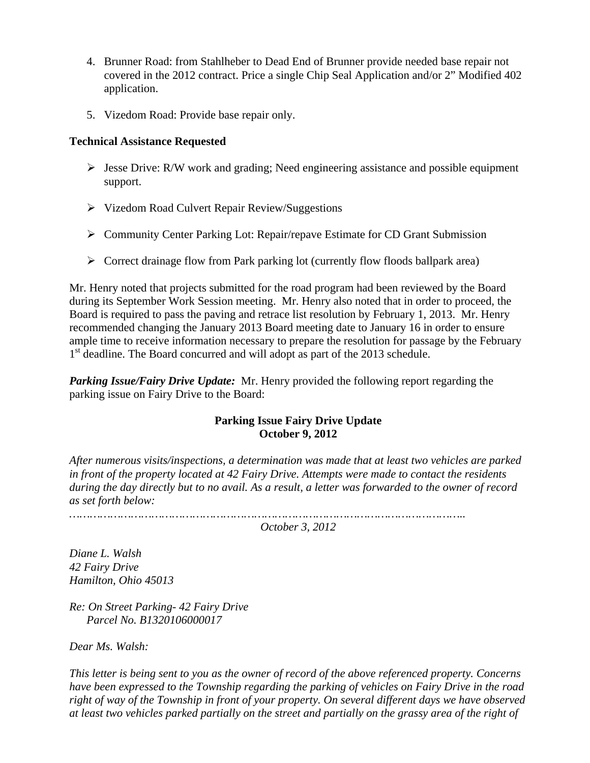4. Brunner Road: from Stahlheber to Dead End of Brunner provide needed base repair not covered in the 2012 contract. Price a single Chip Seal Application and/or 2" Modified 402 application.

5. Vizedom Road: Provide base repair only.

**Technical Assistance Requested**

- Jesse Drive: R/W work and grading; Need engineering assistance and possible equipment support.

- Vizedom Road Culvert Repair Review/Suggestions

- Community Center Parking Lot: Repair/repave Estimate for CD Grant Submission

- Correct drainage flow from Park parking lot (currently flow floods ballpark area)

Mr. Henry noted that projects submitted for the road program had been reviewed by the Board during its September Work Session meeting. Mr. Henry also noted that in order to proceed, the Board is required to pass the paving and retrace list resolution by February 1, 2013. Mr. Henry recommended changing the January 2013 Board meeting date to January 16 in order to ensure ample time to receive information necessary to prepare the resolution for passage by the February 1st deadline. The Board concurred and will adopt as part of the 2013 schedule.

***Parking Issue/Fairy Drive Update:*** Mr. Henry provided the following report regarding the parking issue on Fairy Drive to the Board:

**Parking Issue Fairy Drive Update**
**October 9, 2012**

*After numerous visits/inspections, a determination was made that at least two vehicles are parked in front of the property located at 42 Fairy Drive. Attempts were made to contact the residents during the day directly but to no avail. As a result, a letter was forwarded to the owner of record as set forth below:*

*………………………………………………………………………………………………*

*October 3, 2012*

*Diane L. Walsh*
*42 Fairy Drive*
*Hamilton, Ohio 45013*

*Re: On Street Parking- 42 Fairy Drive*
*Parcel No. B1320106000017*

*Dear Ms. Walsh:*

*This letter is being sent to you as the owner of record of the above referenced property. Concerns have been expressed to the Township regarding the parking of vehicles on Fairy Drive in the road right of way of the Township in front of your property. On several different days we have observed at least two vehicles parked partially on the street and partially on the grassy area of the right of*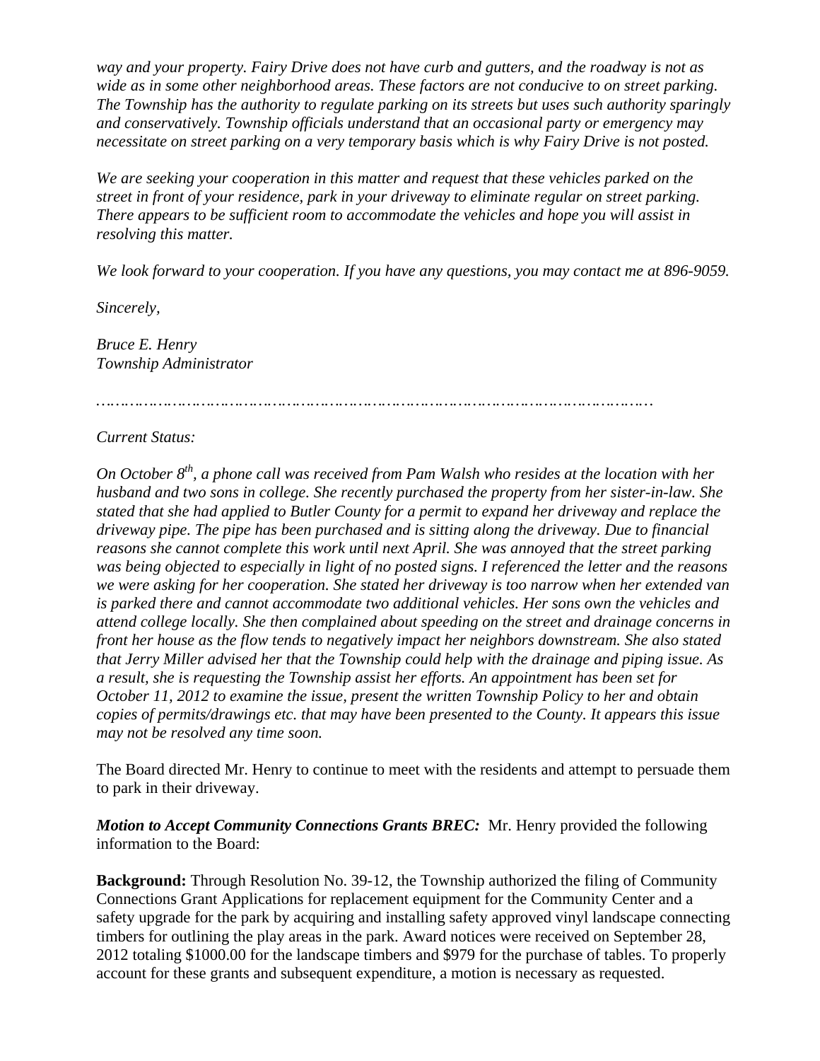*way and your property. Fairy Drive does not have curb and gutters, and the roadway is not as wide as in some other neighborhood areas. These factors are not conducive to on street parking. The Township has the authority to regulate parking on its streets but uses such authority sparingly and conservatively. Township officials understand that an occasional party or emergency may necessitate on street parking on a very temporary basis which is why Fairy Drive is not posted.*

*We are seeking your cooperation in this matter and request that these vehicles parked on the street in front of your residence, park in your driveway to eliminate regular on street parking. There appears to be sufficient room to accommodate the vehicles and hope you will assist in resolving this matter.*

*We look forward to your cooperation. If you have any questions, you may contact me at 896-9059.*

*Sincerely,*

*Bruce E. Henry*
*Township Administrator*

*……………………………………………………………………………………………………*

*Current Status:*

*On October 8th, a phone call was received from Pam Walsh who resides at the location with her husband and two sons in college. She recently purchased the property from her sister-in-law. She stated that she had applied to Butler County for a permit to expand her driveway and replace the driveway pipe. The pipe has been purchased and is sitting along the driveway. Due to financial reasons she cannot complete this work until next April. She was annoyed that the street parking was being objected to especially in light of no posted signs. I referenced the letter and the reasons we were asking for her cooperation. She stated her driveway is too narrow when her extended van is parked there and cannot accommodate two additional vehicles. Her sons own the vehicles and attend college locally. She then complained about speeding on the street and drainage concerns in front her house as the flow tends to negatively impact her neighbors downstream. She also stated that Jerry Miller advised her that the Township could help with the drainage and piping issue. As a result, she is requesting the Township assist her efforts. An appointment has been set for October 11, 2012 to examine the issue, present the written Township Policy to her and obtain copies of permits/drawings etc. that may have been presented to the County. It appears this issue may not be resolved any time soon.*

The Board directed Mr. Henry to continue to meet with the residents and attempt to persuade them to park in their driveway.

***Motion to Accept Community Connections Grants BREC:*** Mr. Henry provided the following information to the Board:

**Background:** Through Resolution No. 39-12, the Township authorized the filing of Community Connections Grant Applications for replacement equipment for the Community Center and a safety upgrade for the park by acquiring and installing safety approved vinyl landscape connecting timbers for outlining the play areas in the park. Award notices were received on September 28, 2012 totaling $1000.00 for the landscape timbers and $979 for the purchase of tables. To properly account for these grants and subsequent expenditure, a motion is necessary as requested.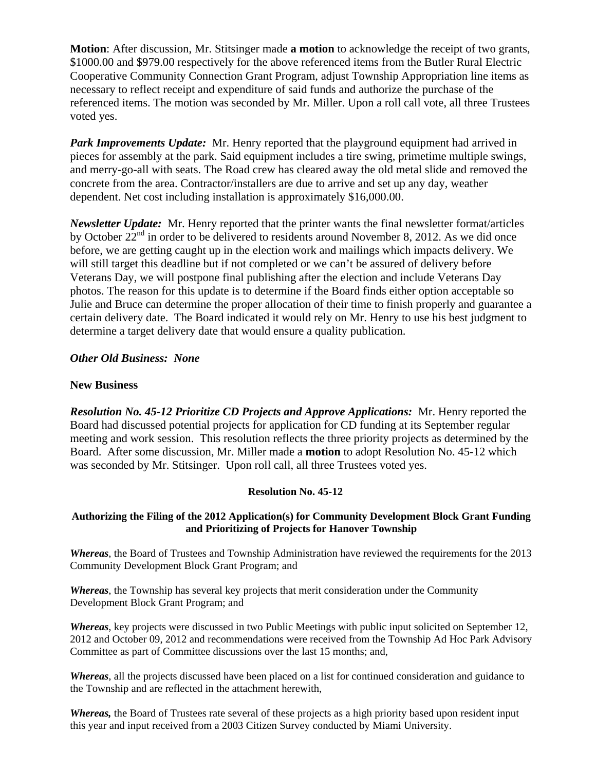**Motion**: After discussion, Mr. Stitsinger made **a motion** to acknowledge the receipt of two grants, \$1000.00 and \$979.00 respectively for the above referenced items from the Butler Rural Electric Cooperative Community Connection Grant Program, adjust Township Appropriation line items as necessary to reflect receipt and expenditure of said funds and authorize the purchase of the referenced items. The motion was seconded by Mr. Miller. Upon a roll call vote, all three Trustees voted yes.

***Park Improvements Update:*** Mr. Henry reported that the playground equipment had arrived in pieces for assembly at the park. Said equipment includes a tire swing, primetime multiple swings, and merry-go-all with seats. The Road crew has cleared away the old metal slide and removed the concrete from the area. Contractor/installers are due to arrive and set up any day, weather dependent. Net cost including installation is approximately \$16,000.00.

***Newsletter Update:*** Mr. Henry reported that the printer wants the final newsletter format/articles by October 22nd in order to be delivered to residents around November 8, 2012. As we did once before, we are getting caught up in the election work and mailings which impacts delivery. We will still target this deadline but if not completed or we can't be assured of delivery before Veterans Day, we will postpone final publishing after the election and include Veterans Day photos. The reason for this update is to determine if the Board finds either option acceptable so Julie and Bruce can determine the proper allocation of their time to finish properly and guarantee a certain delivery date. The Board indicated it would rely on Mr. Henry to use his best judgment to determine a target delivery date that would ensure a quality publication.

***Other Old Business: None***

**New Business**

***Resolution No. 45-12 Prioritize CD Projects and Approve Applications:*** Mr. Henry reported the Board had discussed potential projects for application for CD funding at its September regular meeting and work session. This resolution reflects the three priority projects as determined by the Board. After some discussion, Mr. Miller made a **motion** to adopt Resolution No. 45-12 which was seconded by Mr. Stitsinger. Upon roll call, all three Trustees voted yes.

**Resolution No. 45-12**

**Authorizing the Filing of the 2012 Application(s) for Community Development Block Grant Funding and Prioritizing of Projects for Hanover Township**

***Whereas***, the Board of Trustees and Township Administration have reviewed the requirements for the 2013 Community Development Block Grant Program; and

***Whereas***, the Township has several key projects that merit consideration under the Community Development Block Grant Program; and

***Whereas***, key projects were discussed in two Public Meetings with public input solicited on September 12, 2012 and October 09, 2012 and recommendations were received from the Township Ad Hoc Park Advisory Committee as part of Committee discussions over the last 15 months; and,

***Whereas***, all the projects discussed have been placed on a list for continued consideration and guidance to the Township and are reflected in the attachment herewith,

***Whereas,*** the Board of Trustees rate several of these projects as a high priority based upon resident input this year and input received from a 2003 Citizen Survey conducted by Miami University.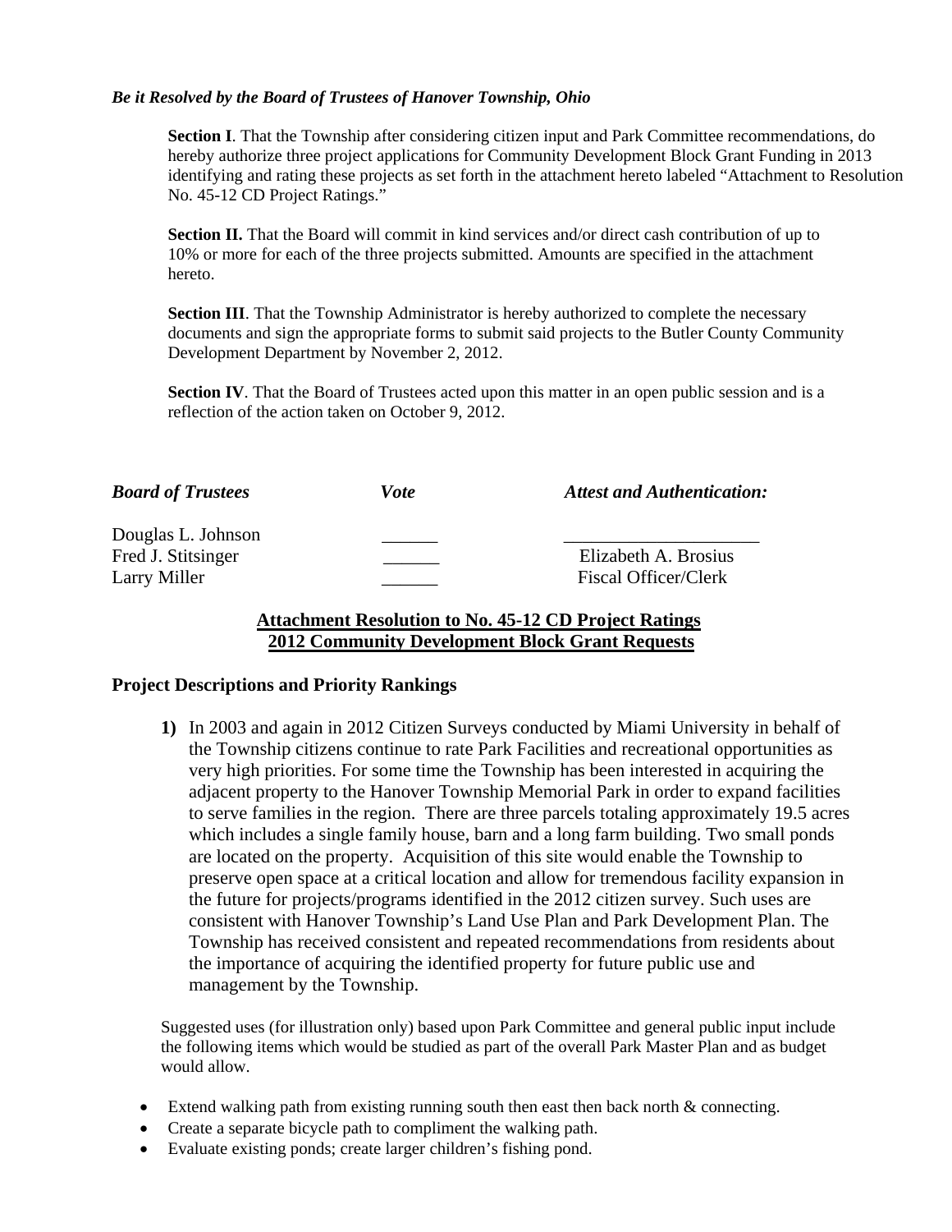***Be it Resolved by the Board of Trustees of Hanover Township, Ohio***

**Section I**. That the Township after considering citizen input and Park Committee recommendations, do hereby authorize three project applications for Community Development Block Grant Funding in 2013 identifying and rating these projects as set forth in the attachment hereto labeled "Attachment to Resolution No. 45-12 CD Project Ratings."

**Section II.** That the Board will commit in kind services and/or direct cash contribution of up to 10% or more for each of the three projects submitted. Amounts are specified in the attachment hereto.

**Section III**. That the Township Administrator is hereby authorized to complete the necessary documents and sign the appropriate forms to submit said projects to the Butler County Community Development Department by November 2, 2012.

**Section IV**. That the Board of Trustees acted upon this matter in an open public session and is a reflection of the action taken on October 9, 2012.

| ***Board of Trustees*** | ***Vote*** | ***Attest and Authentication:*** |
|---|---|---|
| Douglas L. Johnson | ______ | ____________________ |
| Fred J. Stitsinger | ______ | Elizabeth A. Brosius |
| Larry Miller | ______ | Fiscal Officer/Clerk |

**Attachment Resolution to No. 45-12 CD Project Ratings**
**2012 Community Development Block Grant Requests**

## Project Descriptions and Priority Rankings

**1)** In 2003 and again in 2012 Citizen Surveys conducted by Miami University in behalf of the Township citizens continue to rate Park Facilities and recreational opportunities as very high priorities. For some time the Township has been interested in acquiring the adjacent property to the Hanover Township Memorial Park in order to expand facilities to serve families in the region. There are three parcels totaling approximately 19.5 acres which includes a single family house, barn and a long farm building. Two small ponds are located on the property. Acquisition of this site would enable the Township to preserve open space at a critical location and allow for tremendous facility expansion in the future for projects/programs identified in the 2012 citizen survey. Such uses are consistent with Hanover Township's Land Use Plan and Park Development Plan. The Township has received consistent and repeated recommendations from residents about the importance of acquiring the identified property for future public use and management by the Township.

Suggested uses (for illustration only) based upon Park Committee and general public input include the following items which would be studied as part of the overall Park Master Plan and as budget would allow.

- Extend walking path from existing running south then east then back north & connecting.
- Create a separate bicycle path to compliment the walking path.
- Evaluate existing ponds; create larger children's fishing pond.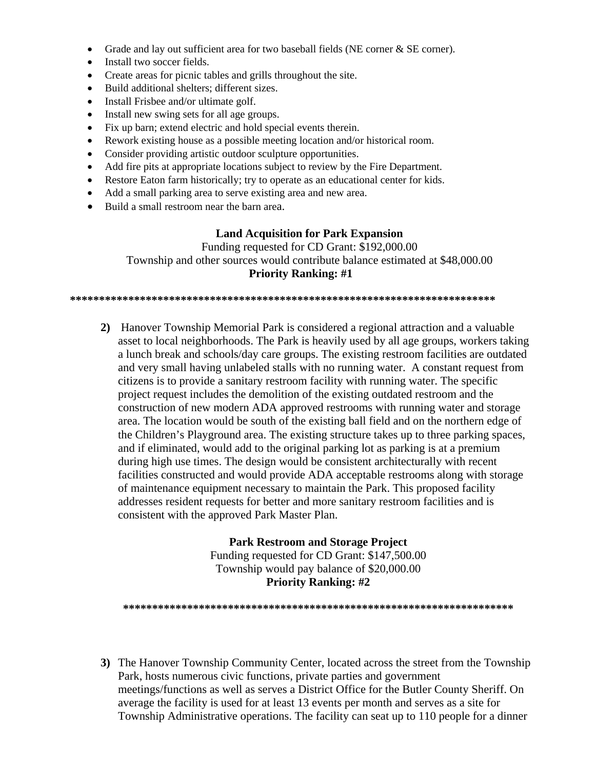- Grade and lay out sufficient area for two baseball fields (NE corner & SE corner).
- Install two soccer fields.
- Create areas for picnic tables and grills throughout the site.
- Build additional shelters; different sizes.
- Install Frisbee and/or ultimate golf.
- Install new swing sets for all age groups.
- Fix up barn; extend electric and hold special events therein.
- Rework existing house as a possible meeting location and/or historical room.
- Consider providing artistic outdoor sculpture opportunities.
- Add fire pits at appropriate locations subject to review by the Fire Department.
- Restore Eaton farm historically; try to operate as an educational center for kids.
- Add a small parking area to serve existing area and new area.
- Build a small restroom near the barn area.

**Land Acquisition for Park Expansion**
Funding requested for CD Grant: $192,000.00
Township and other sources would contribute balance estimated at $48,000.00
**Priority Ranking: #1**

**\*\*\*\*\*\*\*\*\*\*\*\*\*\*\*\*\*\*\*\*\*\*\*\*\*\*\*\*\*\*\*\*\*\*\*\*\*\*\*\*\*\*\*\*\*\*\*\*\*\*\*\*\*\*\*\*\*\*\*\*\*\*\*\*\*\*\*\*\*\*\*\*\*\*\***

**2)** Hanover Township Memorial Park is considered a regional attraction and a valuable asset to local neighborhoods. The Park is heavily used by all age groups, workers taking a lunch break and schools/day care groups. The existing restroom facilities are outdated and very small having unlabeled stalls with no running water. A constant request from citizens is to provide a sanitary restroom facility with running water. The specific project request includes the demolition of the existing outdated restroom and the construction of new modern ADA approved restrooms with running water and storage area. The location would be south of the existing ball field and on the northern edge of the Children's Playground area. The existing structure takes up to three parking spaces, and if eliminated, would add to the original parking lot as parking is at a premium during high use times. The design would be consistent architecturally with recent facilities constructed and would provide ADA acceptable restrooms along with storage of maintenance equipment necessary to maintain the Park. This proposed facility addresses resident requests for better and more sanitary restroom facilities and is consistent with the approved Park Master Plan.

**Park Restroom and Storage Project**
Funding requested for CD Grant: $147,500.00
Township would pay balance of $20,000.00
**Priority Ranking: #2**

**\*\*\*\*\*\*\*\*\*\*\*\*\*\*\*\*\*\*\*\*\*\*\*\*\*\*\*\*\*\*\*\*\*\*\*\*\*\*\*\*\*\*\*\*\*\*\*\*\*\*\*\*\*\*\*\*\*\*\*\*\*\*\*\*\*\*\*\*\***

**3)** The Hanover Township Community Center, located across the street from the Township Park, hosts numerous civic functions, private parties and government meetings/functions as well as serves a District Office for the Butler County Sheriff. On average the facility is used for at least 13 events per month and serves as a site for Township Administrative operations. The facility can seat up to 110 people for a dinner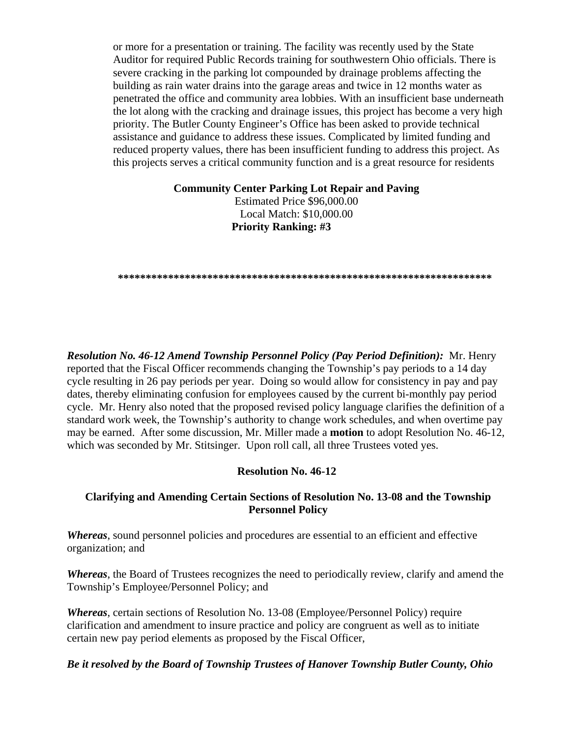or more for a presentation or training. The facility was recently used by the State Auditor for required Public Records training for southwestern Ohio officials. There is severe cracking in the parking lot compounded by drainage problems affecting the building as rain water drains into the garage areas and twice in 12 months water as penetrated the office and community area lobbies. With an insufficient base underneath the lot along with the cracking and drainage issues, this project has become a very high priority. The Butler County Engineer's Office has been asked to provide technical assistance and guidance to address these issues. Complicated by limited funding and reduced property values, there has been insufficient funding to address this project. As this projects serves a critical community function and is a great resource for residents

**Community Center Parking Lot Repair and Paving**
Estimated Price $96,000.00
Local Match: $10,000.00
**Priority Ranking: #3**

**********************************************************************

***Resolution No. 46-12 Amend Township Personnel Policy (Pay Period Definition):*** Mr. Henry reported that the Fiscal Officer recommends changing the Township's pay periods to a 14 day cycle resulting in 26 pay periods per year. Doing so would allow for consistency in pay and pay dates, thereby eliminating confusion for employees caused by the current bi-monthly pay period cycle. Mr. Henry also noted that the proposed revised policy language clarifies the definition of a standard work week, the Township's authority to change work schedules, and when overtime pay may be earned. After some discussion, Mr. Miller made a **motion** to adopt Resolution No. 46-12, which was seconded by Mr. Stitsinger. Upon roll call, all three Trustees voted yes.

**Resolution No. 46-12**

**Clarifying and Amending Certain Sections of Resolution No. 13-08 and the Township Personnel Policy**

***Whereas***, sound personnel policies and procedures are essential to an efficient and effective organization; and

***Whereas***, the Board of Trustees recognizes the need to periodically review, clarify and amend the Township's Employee/Personnel Policy; and

***Whereas***, certain sections of Resolution No. 13-08 (Employee/Personnel Policy) require clarification and amendment to insure practice and policy are congruent as well as to initiate certain new pay period elements as proposed by the Fiscal Officer,

***Be it resolved by the Board of Township Trustees of Hanover Township Butler County, Ohio***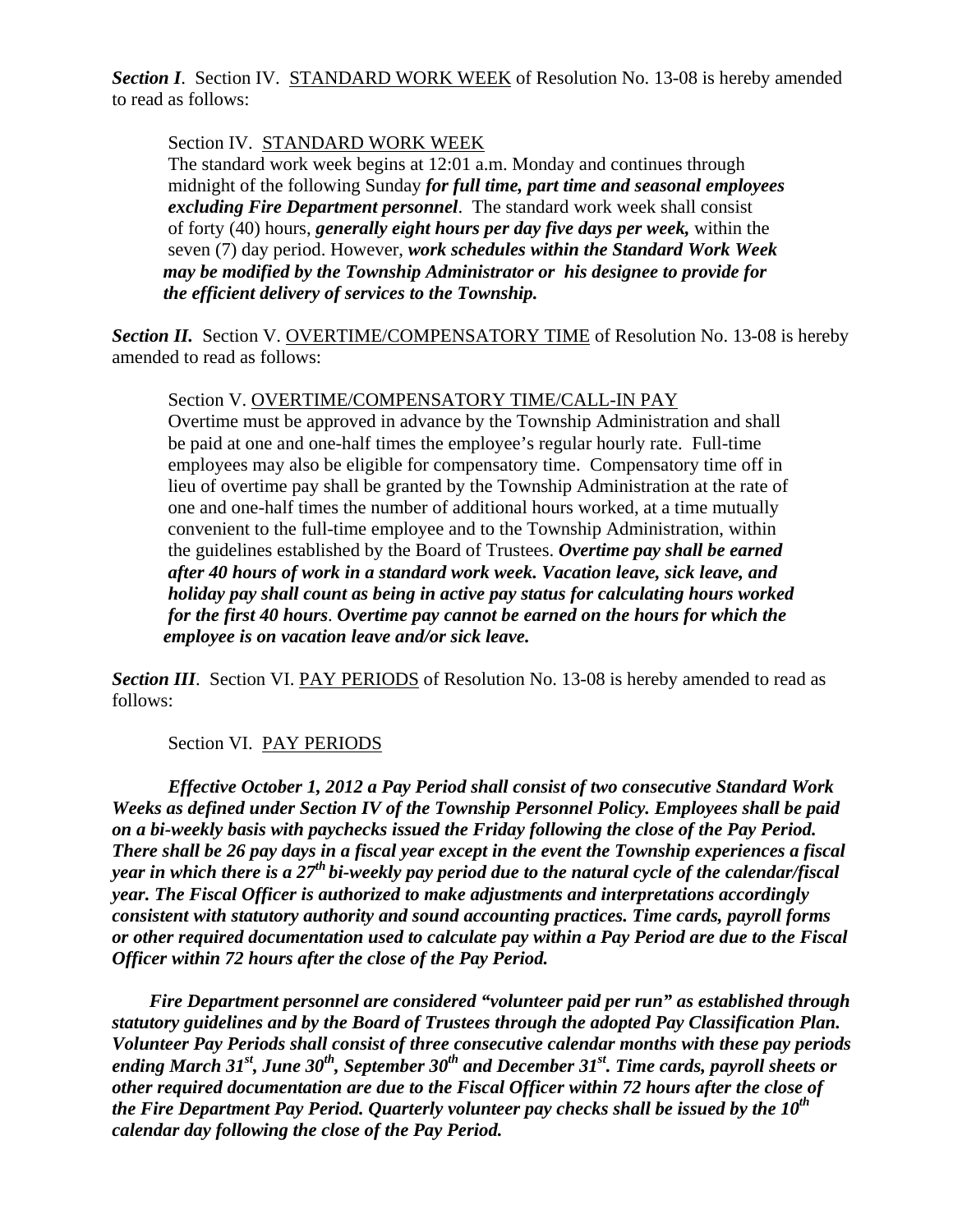***Section I***. Section IV. STANDARD WORK WEEK of Resolution No. 13-08 is hereby amended to read as follows:

> Section IV. STANDARD WORK WEEK
>
> The standard work week begins at 12:01 a.m. Monday and continues through midnight of the following Sunday ***for full time, part time and seasonal employees excluding Fire Department personnel***. The standard work week shall consist of forty (40) hours, ***generally eight hours per day five days per week,*** within the seven (7) day period. However, ***work schedules within the Standard Work Week may be modified by the Township Administrator or his designee to provide for the efficient delivery of services to the Township.***

***Section II.*** Section V. OVERTIME/COMPENSATORY TIME of Resolution No. 13-08 is hereby amended to read as follows:

> Section V. OVERTIME/COMPENSATORY TIME/CALL-IN PAY
>
> Overtime must be approved in advance by the Township Administration and shall be paid at one and one-half times the employee's regular hourly rate. Full-time employees may also be eligible for compensatory time. Compensatory time off in lieu of overtime pay shall be granted by the Township Administration at the rate of one and one-half times the number of additional hours worked, at a time mutually convenient to the full-time employee and to the Township Administration, within the guidelines established by the Board of Trustees. ***Overtime pay shall be earned after 40 hours of work in a standard work week. Vacation leave, sick leave, and holiday pay shall count as being in active pay status for calculating hours worked for the first 40 hours***. ***Overtime pay cannot be earned on the hours for which the employee is on vacation leave and/or sick leave.***

***Section III***. Section VI. PAY PERIODS of Resolution No. 13-08 is hereby amended to read as follows:

> Section VI. PAY PERIODS

***Effective October 1, 2012 a Pay Period shall consist of two consecutive Standard Work Weeks as defined under Section IV of the Township Personnel Policy. Employees shall be paid on a bi-weekly basis with paychecks issued the Friday following the close of the Pay Period. There shall be 26 pay days in a fiscal year except in the event the Township experiences a fiscal year in which there is a 27th bi-weekly pay period due to the natural cycle of the calendar/fiscal year. The Fiscal Officer is authorized to make adjustments and interpretations accordingly consistent with statutory authority and sound accounting practices. Time cards, payroll forms or other required documentation used to calculate pay within a Pay Period are due to the Fiscal Officer within 72 hours after the close of the Pay Period.***

***Fire Department personnel are considered "volunteer paid per run" as established through statutory guidelines and by the Board of Trustees through the adopted Pay Classification Plan. Volunteer Pay Periods shall consist of three consecutive calendar months with these pay periods ending March 31st, June 30th, September 30th and December 31st. Time cards, payroll sheets or other required documentation are due to the Fiscal Officer within 72 hours after the close of the Fire Department Pay Period. Quarterly volunteer pay checks shall be issued by the 10th calendar day following the close of the Pay Period.***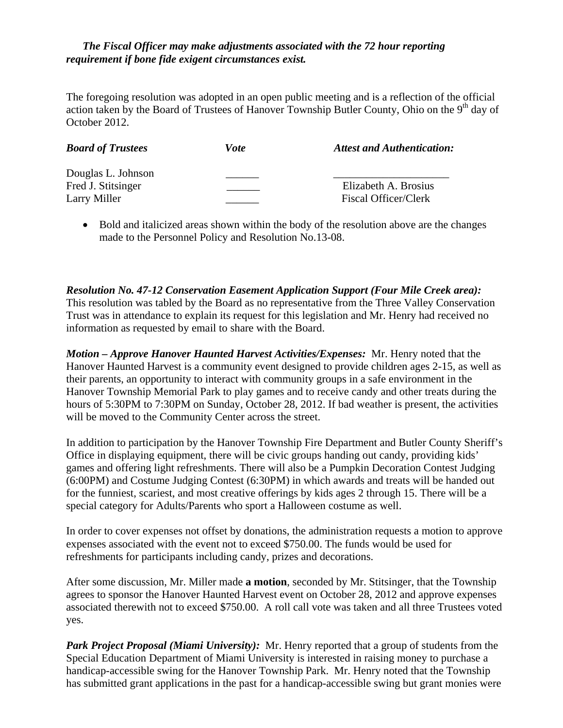***The Fiscal Officer may make adjustments associated with the 72 hour reporting requirement if bone fide exigent circumstances exist.***

The foregoing resolution was adopted in an open public meeting and is a reflection of the official action taken by the Board of Trustees of Hanover Township Butler County, Ohio on the 9th day of October 2012.

| *Board of Trustees* | *Vote* | *Attest and Authentication:* |
|---|---|---|
| Douglas L. Johnson | ______ | _____________________ |
| Fred J. Stitsinger | ______ | Elizabeth A. Brosius |
| Larry Miller | ______ | Fiscal Officer/Clerk |

- Bold and italicized areas shown within the body of the resolution above are the changes made to the Personnel Policy and Resolution No.13-08.

***Resolution No. 47-12 Conservation Easement Application Support (Four Mile Creek area):*** This resolution was tabled by the Board as no representative from the Three Valley Conservation Trust was in attendance to explain its request for this legislation and Mr. Henry had received no information as requested by email to share with the Board.

***Motion – Approve Hanover Haunted Harvest Activities/Expenses:*** Mr. Henry noted that the Hanover Haunted Harvest is a community event designed to provide children ages 2-15, as well as their parents, an opportunity to interact with community groups in a safe environment in the Hanover Township Memorial Park to play games and to receive candy and other treats during the hours of 5:30PM to 7:30PM on Sunday, October 28, 2012. If bad weather is present, the activities will be moved to the Community Center across the street.

In addition to participation by the Hanover Township Fire Department and Butler County Sheriff's Office in displaying equipment, there will be civic groups handing out candy, providing kids' games and offering light refreshments. There will also be a Pumpkin Decoration Contest Judging (6:00PM) and Costume Judging Contest (6:30PM) in which awards and treats will be handed out for the funniest, scariest, and most creative offerings by kids ages 2 through 15. There will be a special category for Adults/Parents who sport a Halloween costume as well.

In order to cover expenses not offset by donations, the administration requests a motion to approve expenses associated with the event not to exceed $750.00. The funds would be used for refreshments for participants including candy, prizes and decorations.

After some discussion, Mr. Miller made **a motion**, seconded by Mr. Stitsinger, that the Township agrees to sponsor the Hanover Haunted Harvest event on October 28, 2012 and approve expenses associated therewith not to exceed $750.00. A roll call vote was taken and all three Trustees voted yes.

***Park Project Proposal (Miami University):*** Mr. Henry reported that a group of students from the Special Education Department of Miami University is interested in raising money to purchase a handicap-accessible swing for the Hanover Township Park. Mr. Henry noted that the Township has submitted grant applications in the past for a handicap-accessible swing but grant monies were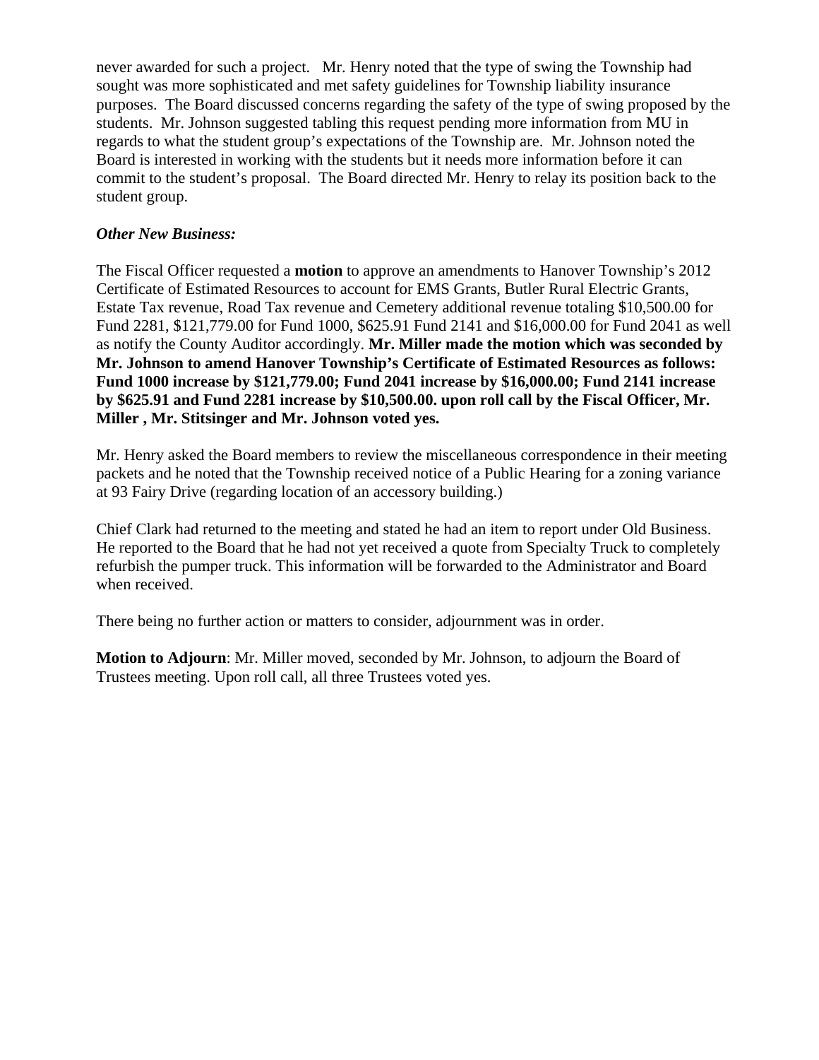never awarded for such a project.   Mr. Henry noted that the type of swing the Township had sought was more sophisticated and met safety guidelines for Township liability insurance purposes.  The Board discussed concerns regarding the safety of the type of swing proposed by the students.  Mr. Johnson suggested tabling this request pending more information from MU in regards to what the student group's expectations of the Township are.  Mr. Johnson noted the Board is interested in working with the students but it needs more information before it can commit to the student's proposal.  The Board directed Mr. Henry to relay its position back to the student group.

***Other New Business:***

The Fiscal Officer requested a **motion** to approve an amendments to Hanover Township's 2012 Certificate of Estimated Resources to account for EMS Grants, Butler Rural Electric Grants, Estate Tax revenue, Road Tax revenue and Cemetery additional revenue totaling $10,500.00 for Fund 2281, $121,779.00 for Fund 1000, $625.91 Fund 2141 and $16,000.00 for Fund 2041 as well as notify the County Auditor accordingly. **Mr. Miller made the motion which was seconded by Mr. Johnson to amend Hanover Township's Certificate of Estimated Resources as follows: Fund 1000 increase by $121,779.00; Fund 2041 increase by $16,000.00; Fund 2141 increase by $625.91 and Fund 2281 increase by $10,500.00. upon roll call by the Fiscal Officer, Mr. Miller , Mr. Stitsinger and Mr. Johnson voted yes.**

Mr. Henry asked the Board members to review the miscellaneous correspondence in their meeting packets and he noted that the Township received notice of a Public Hearing for a zoning variance at 93 Fairy Drive (regarding location of an accessory building.)

Chief Clark had returned to the meeting and stated he had an item to report under Old Business. He reported to the Board that he had not yet received a quote from Specialty Truck to completely refurbish the pumper truck. This information will be forwarded to the Administrator and Board when received.

There being no further action or matters to consider, adjournment was in order.

**Motion to Adjourn**: Mr. Miller moved, seconded by Mr. Johnson, to adjourn the Board of Trustees meeting. Upon roll call, all three Trustees voted yes.